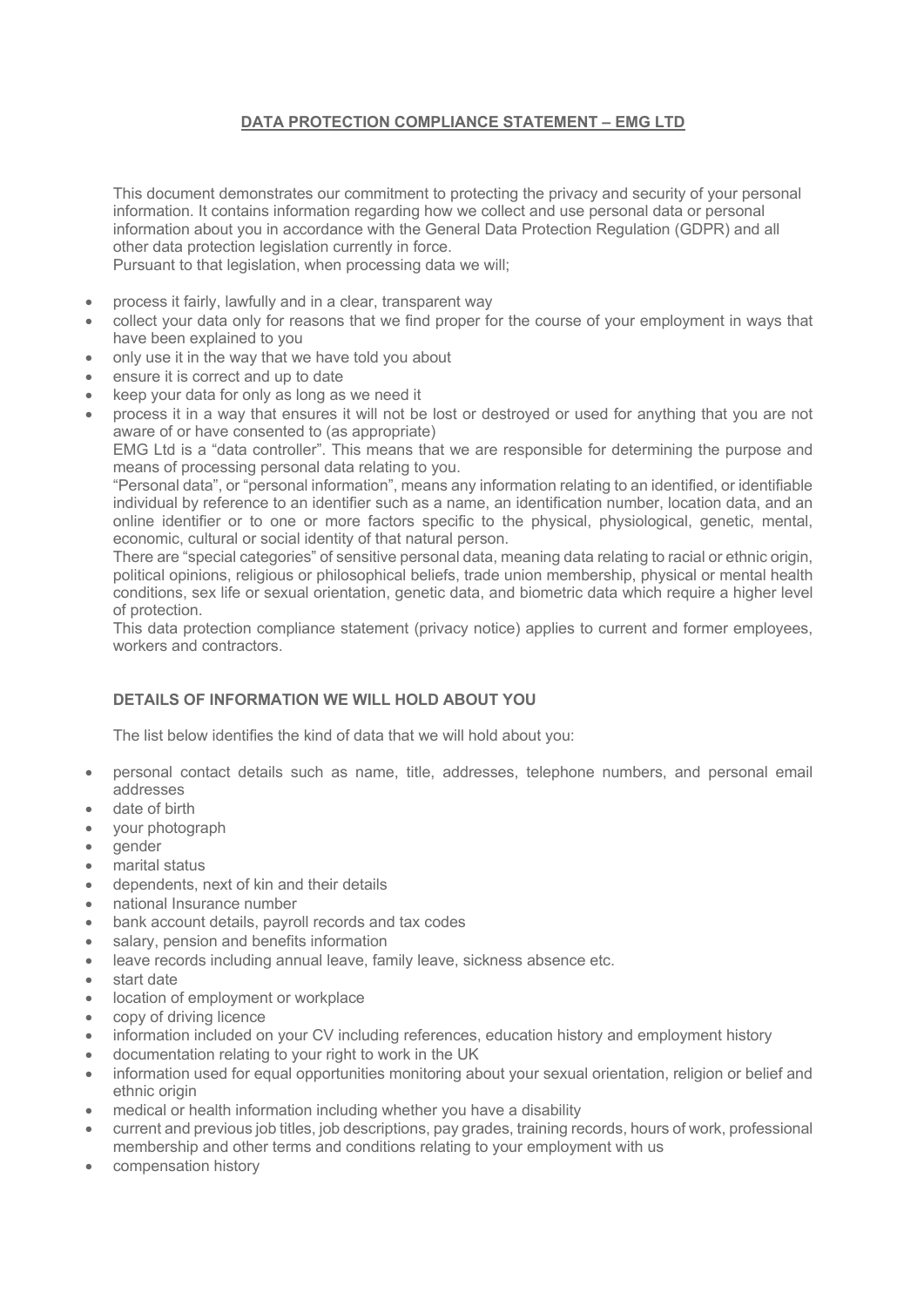# DATA PROTECTION COMPLIANCE STATEMENT – EMG LTD

This document demonstrates our commitment to protecting the privacy and security of your personal information. It contains information regarding how we collect and use personal data or personal information about you in accordance with the General Data Protection Regulation (GDPR) and all other data protection legislation currently in force.
Pursuant to that legislation, when processing data we will;

- process it fairly, lawfully and in a clear, transparent way
- collect your data only for reasons that we find proper for the course of your employment in ways that have been explained to you
- only use it in the way that we have told you about
- ensure it is correct and up to date
- keep your data for only as long as we need it
- process it in a way that ensures it will not be lost or destroyed or used for anything that you are not aware of or have consented to (as appropriate)

EMG Ltd is a "data controller". This means that we are responsible for determining the purpose and means of processing personal data relating to you.

"Personal data", or "personal information", means any information relating to an identified, or identifiable individual by reference to an identifier such as a name, an identification number, location data, and an online identifier or to one or more factors specific to the physical, physiological, genetic, mental, economic, cultural or social identity of that natural person.

There are "special categories" of sensitive personal data, meaning data relating to racial or ethnic origin, political opinions, religious or philosophical beliefs, trade union membership, physical or mental health conditions, sex life or sexual orientation, genetic data, and biometric data which require a higher level of protection.

This data protection compliance statement (privacy notice) applies to current and former employees, workers and contractors.

## DETAILS OF INFORMATION WE WILL HOLD ABOUT YOU

The list below identifies the kind of data that we will hold about you:

- personal contact details such as name, title, addresses, telephone numbers, and personal email addresses
- date of birth
- your photograph
- gender
- marital status
- dependents, next of kin and their details
- national Insurance number
- bank account details, payroll records and tax codes
- salary, pension and benefits information
- leave records including annual leave, family leave, sickness absence etc.
- start date
- location of employment or workplace
- copy of driving licence
- information included on your CV including references, education history and employment history
- documentation relating to your right to work in the UK
- information used for equal opportunities monitoring about your sexual orientation, religion or belief and ethnic origin
- medical or health information including whether you have a disability
- current and previous job titles, job descriptions, pay grades, training records, hours of work, professional membership and other terms and conditions relating to your employment with us
- compensation history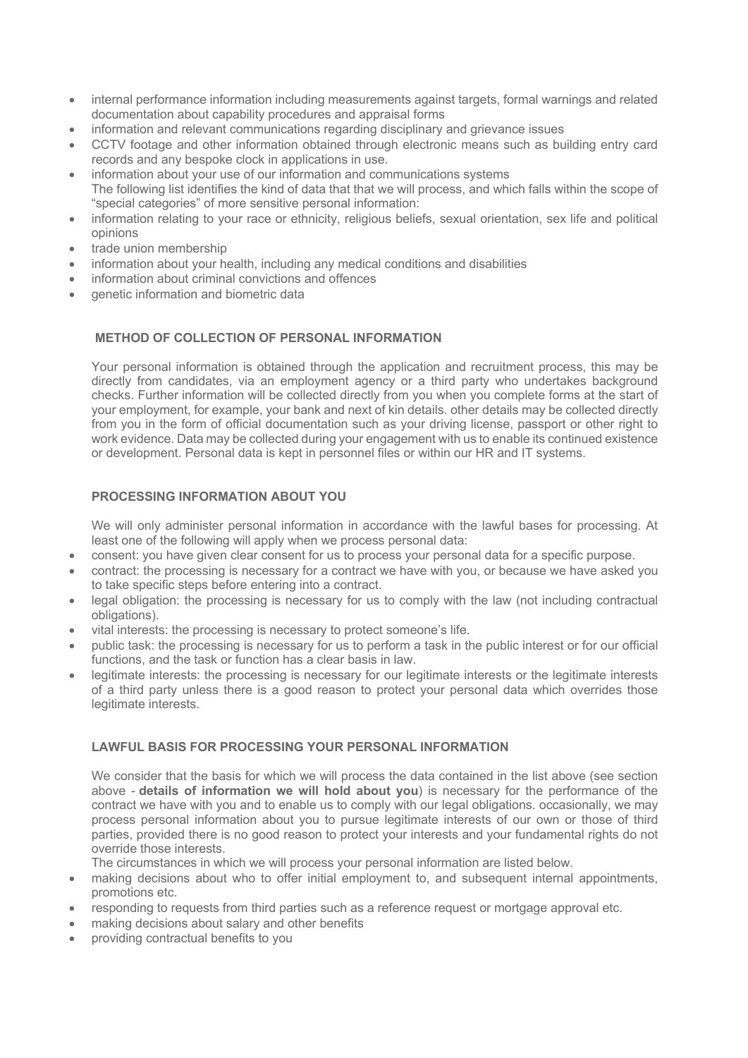- internal performance information including measurements against targets, formal warnings and related documentation about capability procedures and appraisal forms
- information and relevant communications regarding disciplinary and grievance issues
- CCTV footage and other information obtained through electronic means such as building entry card records and any bespoke clock in applications in use.
- information about your use of our information and communications systems

The following list identifies the kind of data that that we will process, and which falls within the scope of "special categories" of more sensitive personal information:

- information relating to your race or ethnicity, religious beliefs, sexual orientation, sex life and political opinions
- trade union membership
- information about your health, including any medical conditions and disabilities
- information about criminal convictions and offences
- genetic information and biometric data

## METHOD OF COLLECTION OF PERSONAL INFORMATION

Your personal information is obtained through the application and recruitment process, this may be directly from candidates, via an employment agency or a third party who undertakes background checks. Further information will be collected directly from you when you complete forms at the start of your employment, for example, your bank and next of kin details. other details may be collected directly from you in the form of official documentation such as your driving license, passport or other right to work evidence. Data may be collected during your engagement with us to enable its continued existence or development. Personal data is kept in personnel files or within our HR and IT systems.

## PROCESSING INFORMATION ABOUT YOU

We will only administer personal information in accordance with the lawful bases for processing. At least one of the following will apply when we process personal data:

- consent: you have given clear consent for us to process your personal data for a specific purpose.
- contract: the processing is necessary for a contract we have with you, or because we have asked you to take specific steps before entering into a contract.
- legal obligation: the processing is necessary for us to comply with the law (not including contractual obligations).
- vital interests: the processing is necessary to protect someone's life.
- public task: the processing is necessary for us to perform a task in the public interest or for our official functions, and the task or function has a clear basis in law.
- legitimate interests: the processing is necessary for our legitimate interests or the legitimate interests of a third party unless there is a good reason to protect your personal data which overrides those legitimate interests.

## LAWFUL BASIS FOR PROCESSING YOUR PERSONAL INFORMATION

We consider that the basis for which we will process the data contained in the list above (see section above - **details of information we will hold about you**) is necessary for the performance of the contract we have with you and to enable us to comply with our legal obligations. occasionally, we may process personal information about you to pursue legitimate interests of our own or those of third parties, provided there is no good reason to protect your interests and your fundamental rights do not override those interests.

The circumstances in which we will process your personal information are listed below.

- making decisions about who to offer initial employment to, and subsequent internal appointments, promotions etc.
- responding to requests from third parties such as a reference request or mortgage approval etc.
- making decisions about salary and other benefits
- providing contractual benefits to you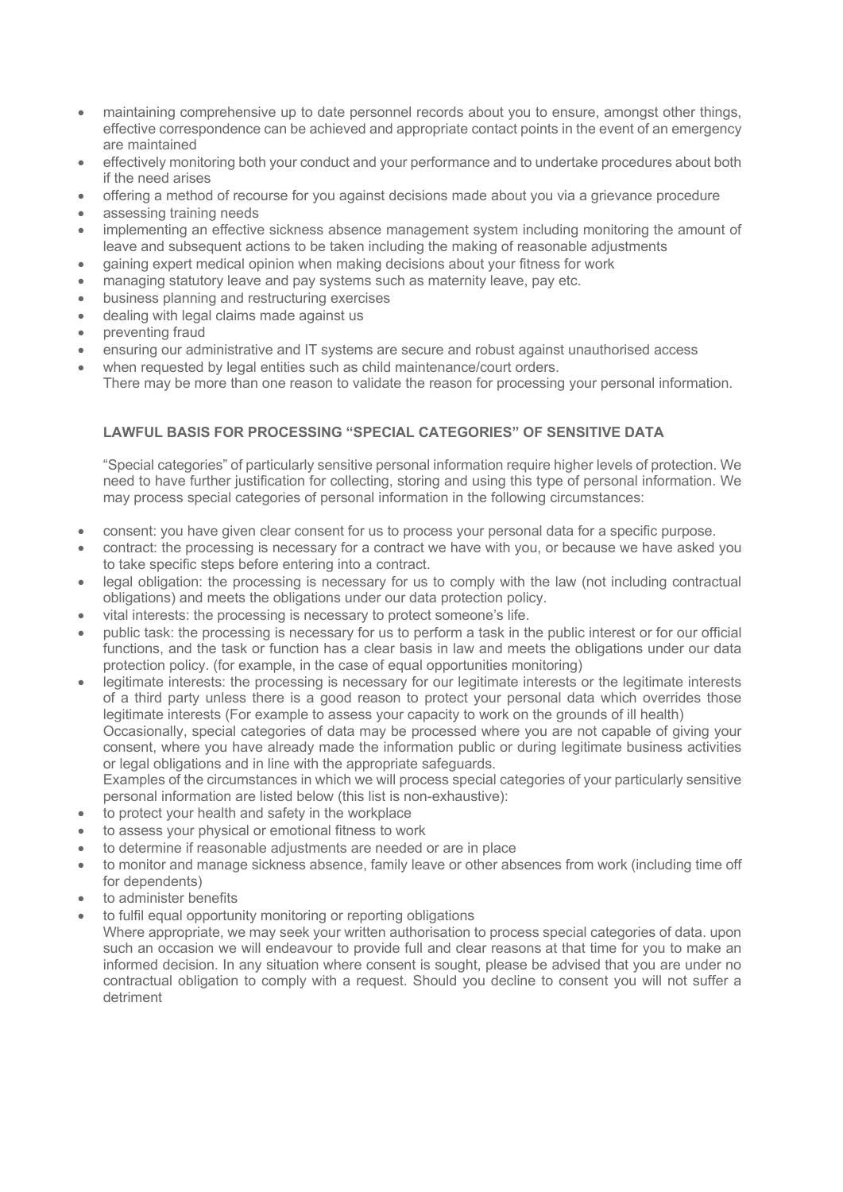- maintaining comprehensive up to date personnel records about you to ensure, amongst other things, effective correspondence can be achieved and appropriate contact points in the event of an emergency are maintained
- effectively monitoring both your conduct and your performance and to undertake procedures about both if the need arises
- offering a method of recourse for you against decisions made about you via a grievance procedure
- assessing training needs
- implementing an effective sickness absence management system including monitoring the amount of leave and subsequent actions to be taken including the making of reasonable adjustments
- gaining expert medical opinion when making decisions about your fitness for work
- managing statutory leave and pay systems such as maternity leave, pay etc.
- business planning and restructuring exercises
- dealing with legal claims made against us
- preventing fraud
- ensuring our administrative and IT systems are secure and robust against unauthorised access
- when requested by legal entities such as child maintenance/court orders.
  There may be more than one reason to validate the reason for processing your personal information.

**LAWFUL BASIS FOR PROCESSING "SPECIAL CATEGORIES" OF SENSITIVE DATA**

"Special categories" of particularly sensitive personal information require higher levels of protection. We need to have further justification for collecting, storing and using this type of personal information. We may process special categories of personal information in the following circumstances:

- consent: you have given clear consent for us to process your personal data for a specific purpose.
- contract: the processing is necessary for a contract we have with you, or because we have asked you to take specific steps before entering into a contract.
- legal obligation: the processing is necessary for us to comply with the law (not including contractual obligations) and meets the obligations under our data protection policy.
- vital interests: the processing is necessary to protect someone's life.
- public task: the processing is necessary for us to perform a task in the public interest or for our official functions, and the task or function has a clear basis in law and meets the obligations under our data protection policy. (for example, in the case of equal opportunities monitoring)
- legitimate interests: the processing is necessary for our legitimate interests or the legitimate interests of a third party unless there is a good reason to protect your personal data which overrides those legitimate interests (For example to assess your capacity to work on the grounds of ill health)
  Occasionally, special categories of data may be processed where you are not capable of giving your consent, where you have already made the information public or during legitimate business activities or legal obligations and in line with the appropriate safeguards.
  Examples of the circumstances in which we will process special categories of your particularly sensitive personal information are listed below (this list is non-exhaustive):
- to protect your health and safety in the workplace
- to assess your physical or emotional fitness to work
- to determine if reasonable adjustments are needed or are in place
- to monitor and manage sickness absence, family leave or other absences from work (including time off for dependents)
- to administer benefits
- to fulfil equal opportunity monitoring or reporting obligations
  Where appropriate, we may seek your written authorisation to process special categories of data. upon such an occasion we will endeavour to provide full and clear reasons at that time for you to make an informed decision. In any situation where consent is sought, please be advised that you are under no contractual obligation to comply with a request. Should you decline to consent you will not suffer a detriment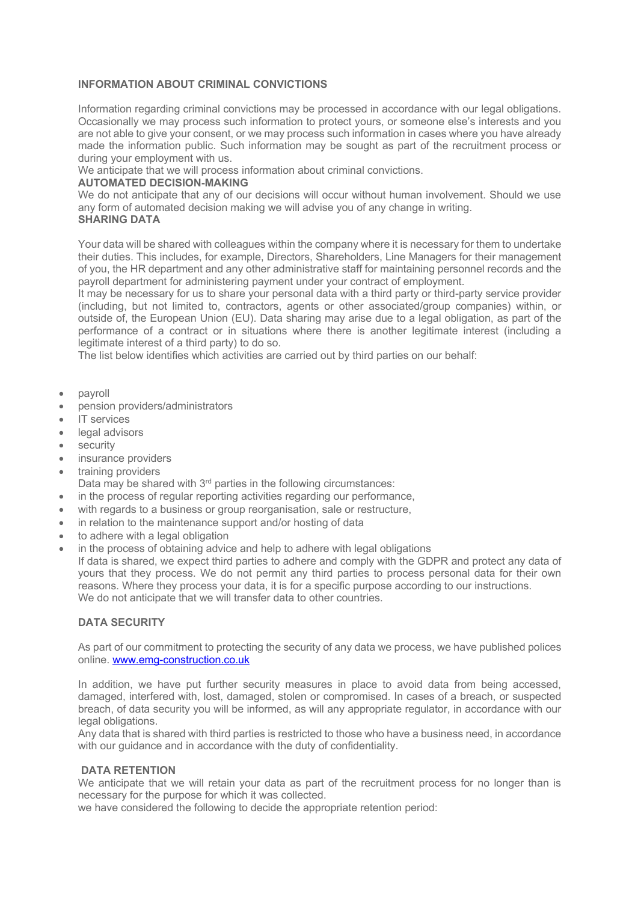**INFORMATION ABOUT CRIMINAL CONVICTIONS**

Information regarding criminal convictions may be processed in accordance with our legal obligations. Occasionally we may process such information to protect yours, or someone else's interests and you are not able to give your consent, or we may process such information in cases where you have already made the information public. Such information may be sought as part of the recruitment process or during your employment with us.

We anticipate that we will process information about criminal convictions.

**AUTOMATED DECISION-MAKING**

We do not anticipate that any of our decisions will occur without human involvement. Should we use any form of automated decision making we will advise you of any change in writing.

**SHARING DATA**

Your data will be shared with colleagues within the company where it is necessary for them to undertake their duties. This includes, for example, Directors, Shareholders, Line Managers for their management of you, the HR department and any other administrative staff for maintaining personnel records and the payroll department for administering payment under your contract of employment.

It may be necessary for us to share your personal data with a third party or third-party service provider (including, but not limited to, contractors, agents or other associated/group companies) within, or outside of, the European Union (EU). Data sharing may arise due to a legal obligation, as part of the performance of a contract or in situations where there is another legitimate interest (including a legitimate interest of a third party) to do so.

The list below identifies which activities are carried out by third parties on our behalf:

- payroll
- pension providers/administrators
- IT services
- legal advisors
- security
- insurance providers
- training providers

Data may be shared with 3rd parties in the following circumstances:

- in the process of regular reporting activities regarding our performance,
- with regards to a business or group reorganisation, sale or restructure,
- in relation to the maintenance support and/or hosting of data
- to adhere with a legal obligation
- in the process of obtaining advice and help to adhere with legal obligations

If data is shared, we expect third parties to adhere and comply with the GDPR and protect any data of yours that they process. We do not permit any third parties to process personal data for their own reasons. Where they process your data, it is for a specific purpose according to our instructions.

We do not anticipate that we will transfer data to other countries.

**DATA SECURITY**

As part of our commitment to protecting the security of any data we process, we have published polices online. [www.emg-construction.co.uk](www.emg-construction.co.uk)

In addition, we have put further security measures in place to avoid data from being accessed, damaged, interfered with, lost, damaged, stolen or compromised. In cases of a breach, or suspected breach, of data security you will be informed, as will any appropriate regulator, in accordance with our legal obligations.

Any data that is shared with third parties is restricted to those who have a business need, in accordance with our guidance and in accordance with the duty of confidentiality.

**DATA RETENTION**

We anticipate that we will retain your data as part of the recruitment process for no longer than is necessary for the purpose for which it was collected.

we have considered the following to decide the appropriate retention period: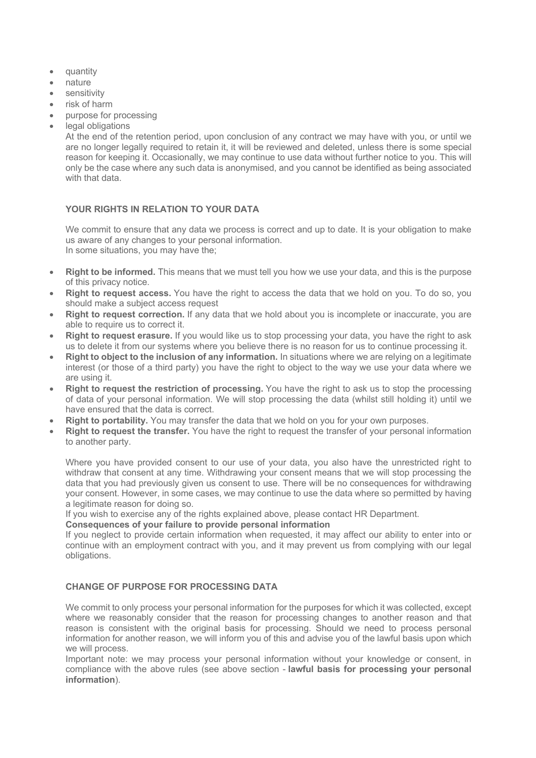- quantity
- nature
- sensitivity
- risk of harm
- purpose for processing
- legal obligations

  At the end of the retention period, upon conclusion of any contract we may have with you, or until we are no longer legally required to retain it, it will be reviewed and deleted, unless there is some special reason for keeping it. Occasionally, we may continue to use data without further notice to you. This will only be the case where any such data is anonymised, and you cannot be identified as being associated with that data.

### YOUR RIGHTS IN RELATION TO YOUR DATA

We commit to ensure that any data we process is correct and up to date. It is your obligation to make us aware of any changes to your personal information.
In some situations, you may have the;

- **Right to be informed.** This means that we must tell you how we use your data, and this is the purpose of this privacy notice.
- **Right to request access.** You have the right to access the data that we hold on you. To do so, you should make a subject access request
- **Right to request correction.** If any data that we hold about you is incomplete or inaccurate, you are able to require us to correct it.
- **Right to request erasure.** If you would like us to stop processing your data, you have the right to ask us to delete it from our systems where you believe there is no reason for us to continue processing it.
- **Right to object to the inclusion of any information.** In situations where we are relying on a legitimate interest (or those of a third party) you have the right to object to the way we use your data where we are using it.
- **Right to request the restriction of processing.** You have the right to ask us to stop the processing of data of your personal information. We will stop processing the data (whilst still holding it) until we have ensured that the data is correct.
- **Right to portability.** You may transfer the data that we hold on you for your own purposes.
- **Right to request the transfer.** You have the right to request the transfer of your personal information to another party.

Where you have provided consent to our use of your data, you also have the unrestricted right to withdraw that consent at any time. Withdrawing your consent means that we will stop processing the data that you had previously given us consent to use. There will be no consequences for withdrawing your consent. However, in some cases, we may continue to use the data where so permitted by having a legitimate reason for doing so.
If you wish to exercise any of the rights explained above, please contact HR Department.

**Consequences of your failure to provide personal information**

If you neglect to provide certain information when requested, it may affect our ability to enter into or continue with an employment contract with you, and it may prevent us from complying with our legal obligations.

### CHANGE OF PURPOSE FOR PROCESSING DATA

We commit to only process your personal information for the purposes for which it was collected, except where we reasonably consider that the reason for processing changes to another reason and that reason is consistent with the original basis for processing. Should we need to process personal information for another reason, we will inform you of this and advise you of the lawful basis upon which we will process.
Important note: we may process your personal information without your knowledge or consent, in compliance with the above rules (see above section - **lawful basis for processing your personal information**).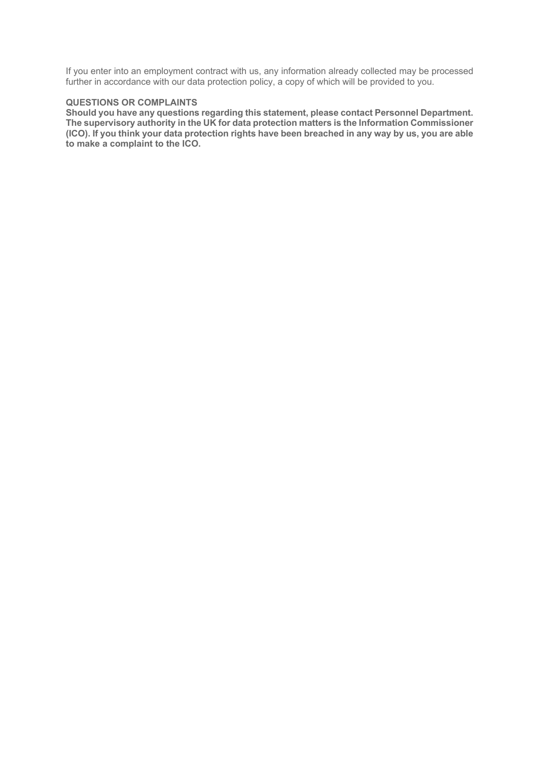If you enter into an employment contract with us, any information already collected may be processed further in accordance with our data protection policy, a copy of which will be provided to you.

**QUESTIONS OR COMPLAINTS**

**Should you have any questions regarding this statement, please contact Personnel Department. The supervisory authority in the UK for data protection matters is the Information Commissioner (ICO). If you think your data protection rights have been breached in any way by us, you are able to make a complaint to the ICO.**